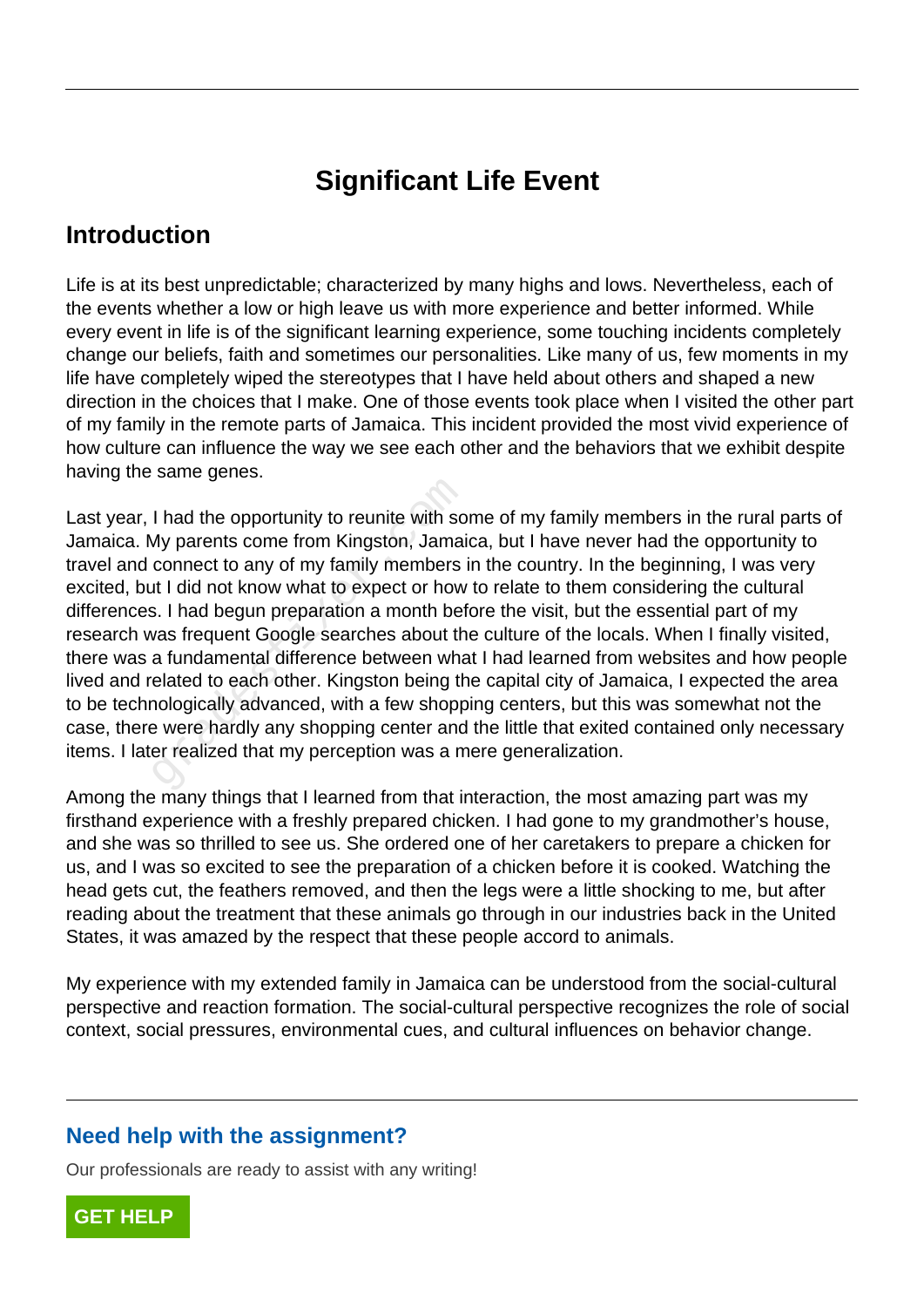# Significant Life Event

## Introduction

Life is at its best unpredictable; characterized by many highs and lows. Nevertheless, each of the events whether a low or high leave us with more experience and better informed. While every event in life is of the significant learning experience, some touching incidents completely change our beliefs, faith and sometimes our personalities. Like many of us, few moments in my life have completely wiped the stereotypes that I have held about others and shaped a new direction in the choices that I make. One of those events took place when I visited the other part of my family in the remote parts of Jamaica. This incident provided the most vivid experience of how culture can influence the way we see each other and the behaviors that we exhibit despite having the same genes.

Last year, I had the opportunity to reunite with some of my family members in the rural parts of Jamaica. My parents come from Kingston, Jamaica, but I have never had the opportunity to travel and connect to any of my family members in the country. In the beginning, I was very excited, but I did not know what to expect or how to relate to them considering the cultural differences. I had begun preparation a month before the visit, but the essential part of my research was frequent Google searches about the culture of the locals. When I finally visited, there was a fundamental difference between what I had learned from websites and how people lived and related to each other. Kingston being the capital city of Jamaica, I expected the area to be technologically advanced, with a few shopping centers, but this was somewhat not the case, there were hardly any shopping center and the little that exited contained only necessary items. I later realized that my perception was a mere generalization.

Among the many things that I learned from that interaction, the most amazing part was my firsthand experience with a freshly prepared chicken. I had gone to my grandmother's house, and she was so thrilled to see us. She ordered one of her caretakers to prepare a chicken for us, and I was so excited to see the preparation of a chicken before it is cooked. Watching the head gets cut, the feathers removed, and then the legs were a little shocking to me, but after reading about the treatment that these animals go through in our industries back in the United States, it was amazed by the respect that these people accord to animals.

My experience with my extended family in Jamaica can be understood from the social-cultural perspective and reaction formation. The social-cultural perspective recognizes the role of social context, social pressures, environmental cues, and cultural influences on behavior change.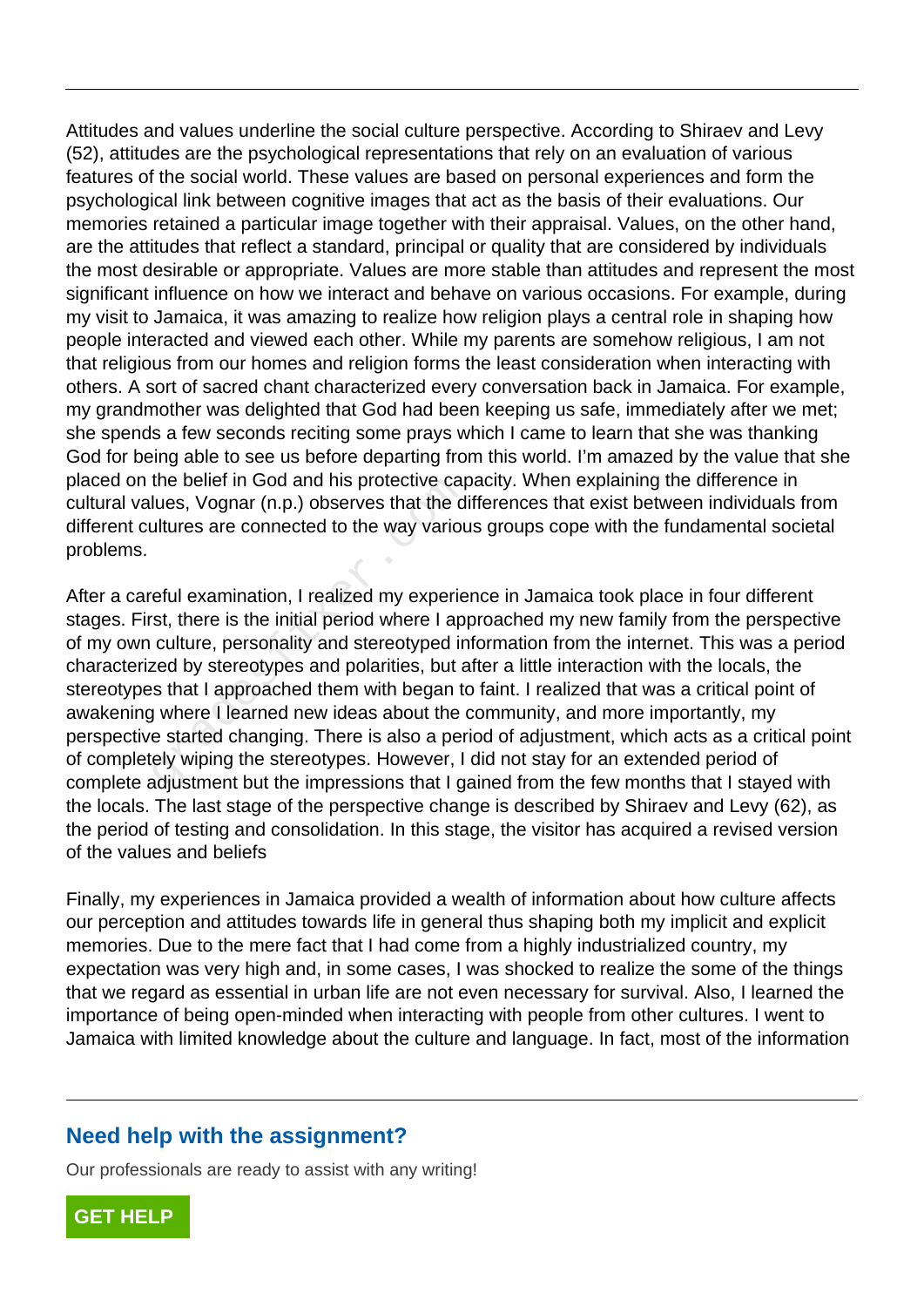Attitudes and values underline the social culture perspective. According to Shiraev and Levy (52), attitudes are the psychological representations that rely on an evaluation of various features of the social world. These values are based on personal experiences and form the psychological link between cognitive images that act as the basis of their evaluations. Our memories retained a particular image together with their appraisal. Values, on the other hand, are the attitudes that reflect a standard, principal or quality that are considered by individuals the most desirable or appropriate. Values are more stable than attitudes and represent the most significant influence on how we interact and behave on various occasions. For example, during my visit to Jamaica, it was amazing to realize how religion plays a central role in shaping how people interacted and viewed each other. While my parents are somehow religious, I am not that religious from our homes and religion forms the least consideration when interacting with others. A sort of sacred chant characterized every conversation back in Jamaica. For example, my grandmother was delighted that God had been keeping us safe, immediately after we met; she spends a few seconds reciting some prays which I came to learn that she was thanking God for being able to see us before departing from this world. I'm amazed by the value that she placed on the belief in God and his protective capacity. When explaining the difference in cultural values, Vognar (n.p.) observes that the differences that exist between individuals from different cultures are connected to the way various groups cope with the fundamental societal problems.

After a careful examination, I realized my experience in Jamaica took place in four different stages. First, there is the initial period where I approached my new family from the perspective of my own culture, personality and stereotyped information from the internet. This was a period characterized by stereotypes and polarities, but after a little interaction with the locals, the stereotypes that I approached them with began to faint. I realized that was a critical point of awakening where I learned new ideas about the community, and more importantly, my perspective started changing. There is also a period of adjustment, which acts as a critical point of completely wiping the stereotypes. However, I did not stay for an extended period of complete adjustment but the impressions that I gained from the few months that I stayed with the locals. The last stage of the perspective change is described by Shiraev and Levy (62), as the period of testing and consolidation. In this stage, the visitor has acquired a revised version of the values and beliefs

Finally, my experiences in Jamaica provided a wealth of information about how culture affects our perception and attitudes towards life in general thus shaping both my implicit and explicit memories. Due to the mere fact that I had come from a highly industrialized country, my expectation was very high and, in some cases, I was shocked to realize the some of the things that we regard as essential in urban life are not even necessary for survival. Also, I learned the importance of being open-minded when interacting with people from other cultures. I went to Jamaica with limited knowledge about the culture and language. In fact, most of the information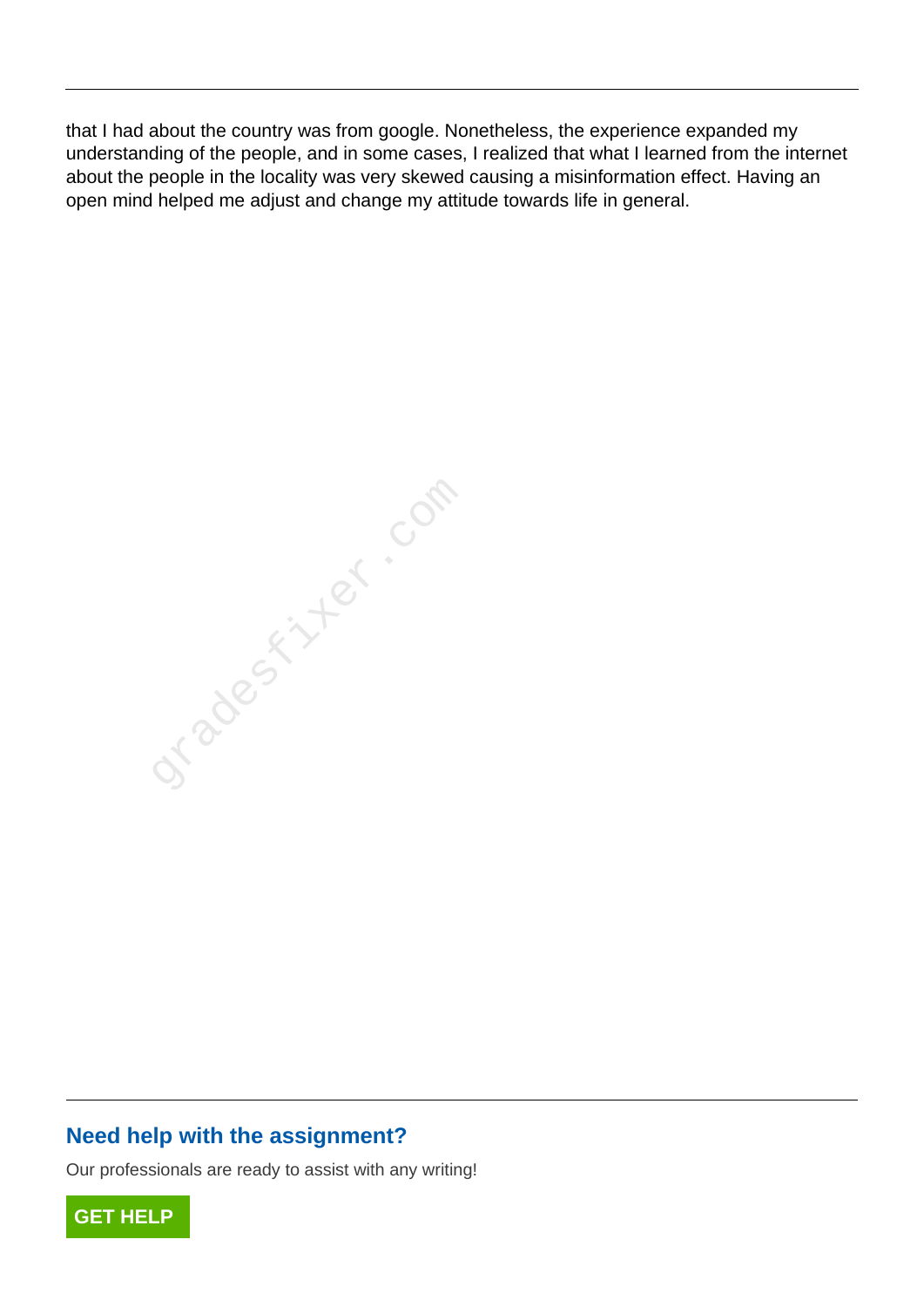that I had about the country was from google. Nonetheless, the experience expanded my understanding of the people, and in some cases, I realized that what I learned from the internet about the people in the locality was very skewed causing a misinformation effect. Having an open mind helped me adjust and change my attitude towards life in general.